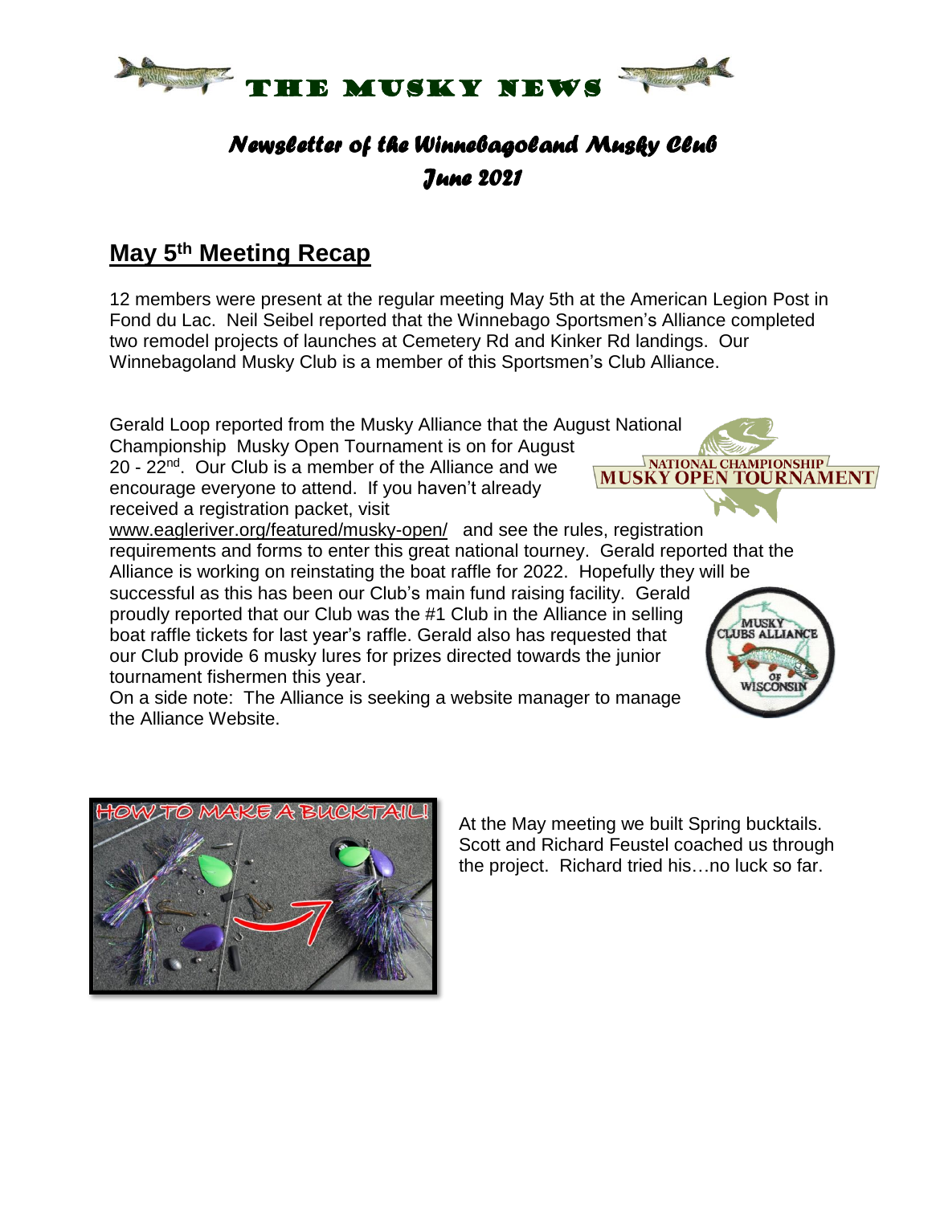# THE MUSKY NEWS

## *Newsletter of the Winnebagoland Musky Club*
## *June 2021*

## May 5th Meeting Recap

12 members were present at the regular meeting May 5th at the American Legion Post in Fond du Lac. Neil Seibel reported that the Winnebago Sportsmen's Alliance completed two remodel projects of launches at Cemetery Rd and Kinker Rd landings. Our Winnebagoland Musky Club is a member of this Sportsmen's Club Alliance.

Gerald Loop reported from the Musky Alliance that the August National Championship Musky Open Tournament is on for August 20 - 22nd. Our Club is a member of the Alliance and we encourage everyone to attend. If you haven't already received a registration packet, visit www.eagleriver.org/featured/musky-open/ and see the rules, registration requirements and forms to enter this great national tourney. Gerald reported that the Alliance is working on reinstating the boat raffle for 2022. Hopefully they will be successful as this has been our Club's main fund raising facility. Gerald proudly reported that our Club was the #1 Club in the Alliance in selling boat raffle tickets for last year's raffle. Gerald also has requested that our Club provide 6 musky lures for prizes directed towards the junior tournament fishermen this year.
On a side note: The Alliance is seeking a website manager to manage the Alliance Website.

At the May meeting we built Spring bucktails. Scott and Richard Feustel coached us through the project. Richard tried his…no luck so far.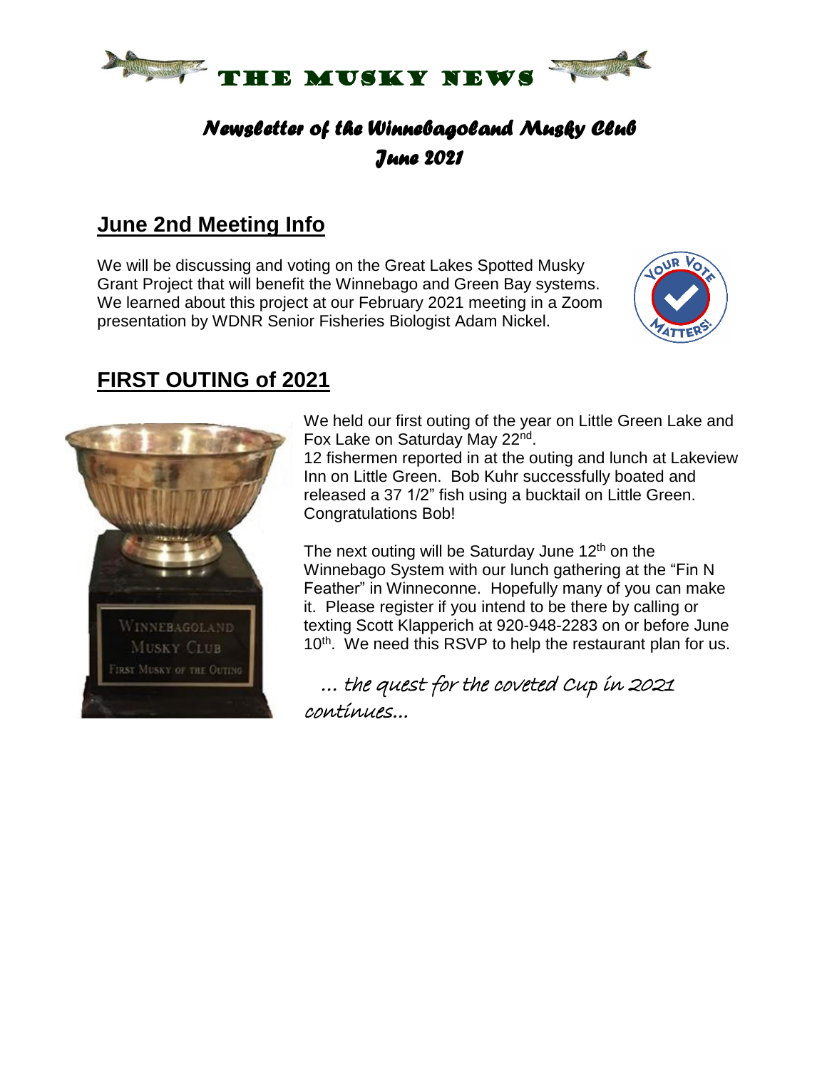# THE MUSKY NEWS

***Newsletter of the Winnebagoland Musky Club***
***June 2021***

## June 2nd Meeting Info

We will be discussing and voting on the Great Lakes Spotted Musky Grant Project that will benefit the Winnebago and Green Bay systems. We learned about this project at our February 2021 meeting in a Zoom presentation by WDNR Senior Fisheries Biologist Adam Nickel.

## FIRST OUTING of 2021

We held our first outing of the year on Little Green Lake and Fox Lake on Saturday May 22nd.

12 fishermen reported in at the outing and lunch at Lakeview Inn on Little Green. Bob Kuhr successfully boated and released a 37 1/2" fish using a bucktail on Little Green. Congratulations Bob!

The next outing will be Saturday June 12th on the Winnebago System with our lunch gathering at the "Fin N Feather" in Winneconne. Hopefully many of you can make it. Please register if you intend to be there by calling or texting Scott Klapperich at 920-948-2283 on or before June 10th. We need this RSVP to help the restaurant plan for us.

*... the quest for the coveted Cup in 2021 continues...*